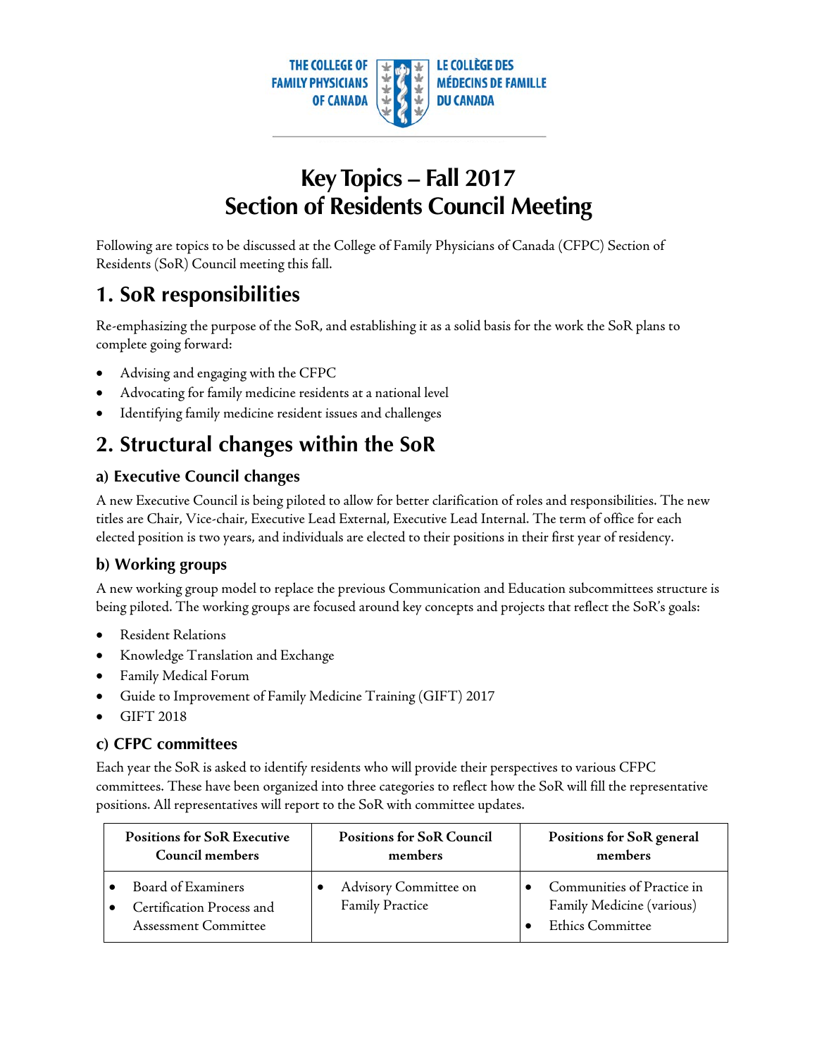# Key Topics – Fall 2017
# Section of Residents Council Meeting

Following are topics to be discussed at the College of Family Physicians of Canada (CFPC) Section of Residents (SoR) Council meeting this fall.

## 1. SoR responsibilities

Re-emphasizing the purpose of the SoR, and establishing it as a solid basis for the work the SoR plans to complete going forward:

- Advising and engaging with the CFPC
- Advocating for family medicine residents at a national level
- Identifying family medicine resident issues and challenges

## 2. Structural changes within the SoR

### a) Executive Council changes

A new Executive Council is being piloted to allow for better clarification of roles and responsibilities. The new titles are Chair, Vice-chair, Executive Lead External, Executive Lead Internal. The term of office for each elected position is two years, and individuals are elected to their positions in their first year of residency.

### b) Working groups

A new working group model to replace the previous Communication and Education subcommittees structure is being piloted. The working groups are focused around key concepts and projects that reflect the SoR's goals:

- Resident Relations
- Knowledge Translation and Exchange
- Family Medical Forum
- Guide to Improvement of Family Medicine Training (GIFT) 2017
- GIFT 2018

### c) CFPC committees

Each year the SoR is asked to identify residents who will provide their perspectives to various CFPC committees. These have been organized into three categories to reflect how the SoR will fill the representative positions. All representatives will report to the SoR with committee updates.

| Positions for SoR Executive Council members | Positions for SoR Council members | Positions for SoR general members |
|---|---|---|
| • Board of Examiners<br>• Certification Process and Assessment Committee | • Advisory Committee on Family Practice | • Communities of Practice in Family Medicine (various)<br>• Ethics Committee |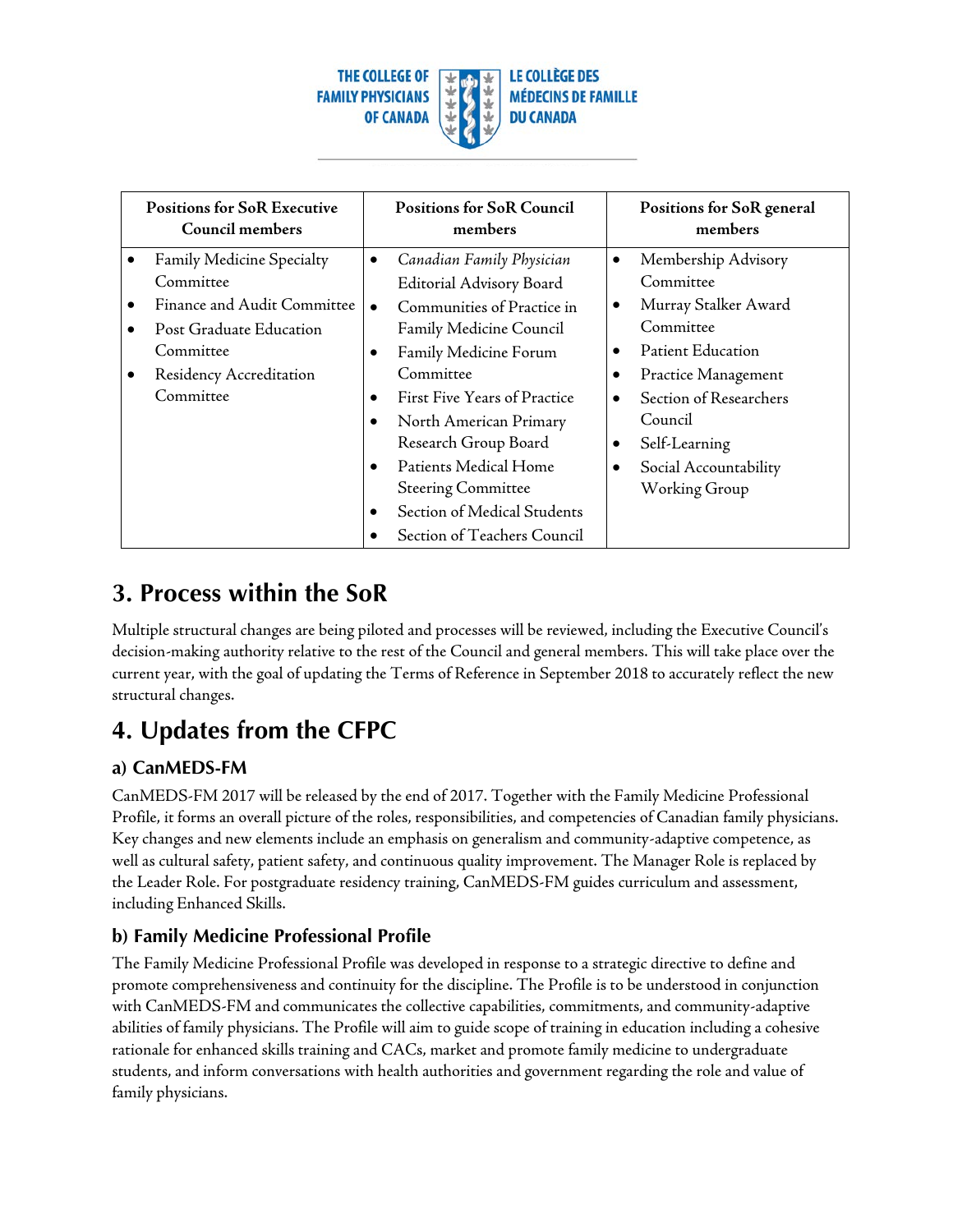| Positions for SoR Executive Council members | Positions for SoR Council members | Positions for SoR general members |
|---|---|---|
| • Family Medicine Specialty Committee<br>• Finance and Audit Committee<br>• Post Graduate Education Committee<br>• Residency Accreditation Committee | • *Canadian Family Physician* Editorial Advisory Board<br>• Communities of Practice in Family Medicine Council<br>• Family Medicine Forum Committee<br>• First Five Years of Practice<br>• North American Primary Research Group Board<br>• Patients Medical Home Steering Committee<br>• Section of Medical Students<br>• Section of Teachers Council | • Membership Advisory Committee<br>• Murray Stalker Award Committee<br>• Patient Education<br>• Practice Management<br>• Section of Researchers Council<br>• Self-Learning<br>• Social Accountability Working Group |

## 3. Process within the SoR

Multiple structural changes are being piloted and processes will be reviewed, including the Executive Council's decision-making authority relative to the rest of the Council and general members. This will take place over the current year, with the goal of updating the Terms of Reference in September 2018 to accurately reflect the new structural changes.

## 4. Updates from the CFPC

### a) CanMEDS-FM

CanMEDS-FM 2017 will be released by the end of 2017. Together with the Family Medicine Professional Profile, it forms an overall picture of the roles, responsibilities, and competencies of Canadian family physicians. Key changes and new elements include an emphasis on generalism and community-adaptive competence, as well as cultural safety, patient safety, and continuous quality improvement. The Manager Role is replaced by the Leader Role. For postgraduate residency training, CanMEDS-FM guides curriculum and assessment, including Enhanced Skills.

### b) Family Medicine Professional Profile

The Family Medicine Professional Profile was developed in response to a strategic directive to define and promote comprehensiveness and continuity for the discipline. The Profile is to be understood in conjunction with CanMEDS-FM and communicates the collective capabilities, commitments, and community-adaptive abilities of family physicians. The Profile will aim to guide scope of training in education including a cohesive rationale for enhanced skills training and CACs, market and promote family medicine to undergraduate students, and inform conversations with health authorities and government regarding the role and value of family physicians.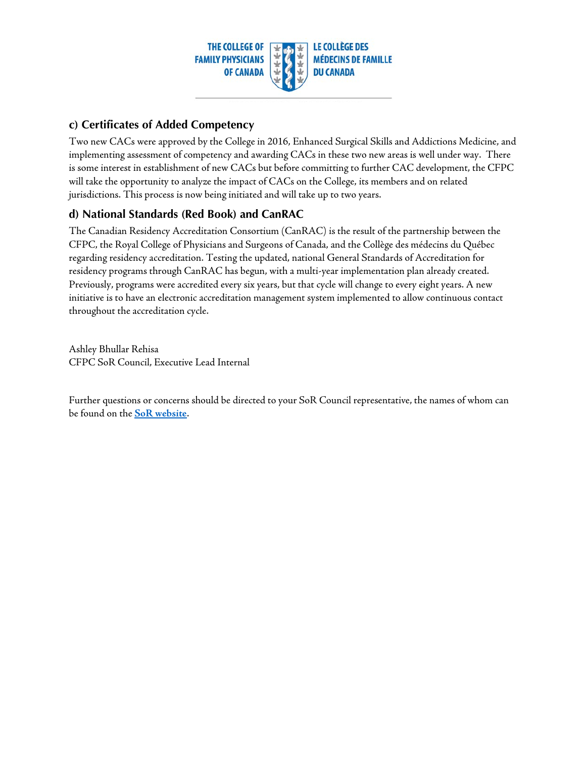### c) Certificates of Added Competency

Two new CACs were approved by the College in 2016, Enhanced Surgical Skills and Addictions Medicine, and implementing assessment of competency and awarding CACs in these two new areas is well under way. There is some interest in establishment of new CACs but before committing to further CAC development, the CFPC will take the opportunity to analyze the impact of CACs on the College, its members and on related jurisdictions. This process is now being initiated and will take up to two years.

### d) National Standards (Red Book) and CanRAC

The Canadian Residency Accreditation Consortium (CanRAC) is the result of the partnership between the CFPC, the Royal College of Physicians and Surgeons of Canada, and the Collège des médecins du Québec regarding residency accreditation. Testing the updated, national General Standards of Accreditation for residency programs through CanRAC has begun, with a multi-year implementation plan already created. Previously, programs were accredited every six years, but that cycle will change to every eight years. A new initiative is to have an electronic accreditation management system implemented to allow continuous contact throughout the accreditation cycle.

Ashley Bhullar Rehisa
CFPC SoR Council, Executive Lead Internal

Further questions or concerns should be directed to your SoR Council representative, the names of whom can be found on the **SoR website**.